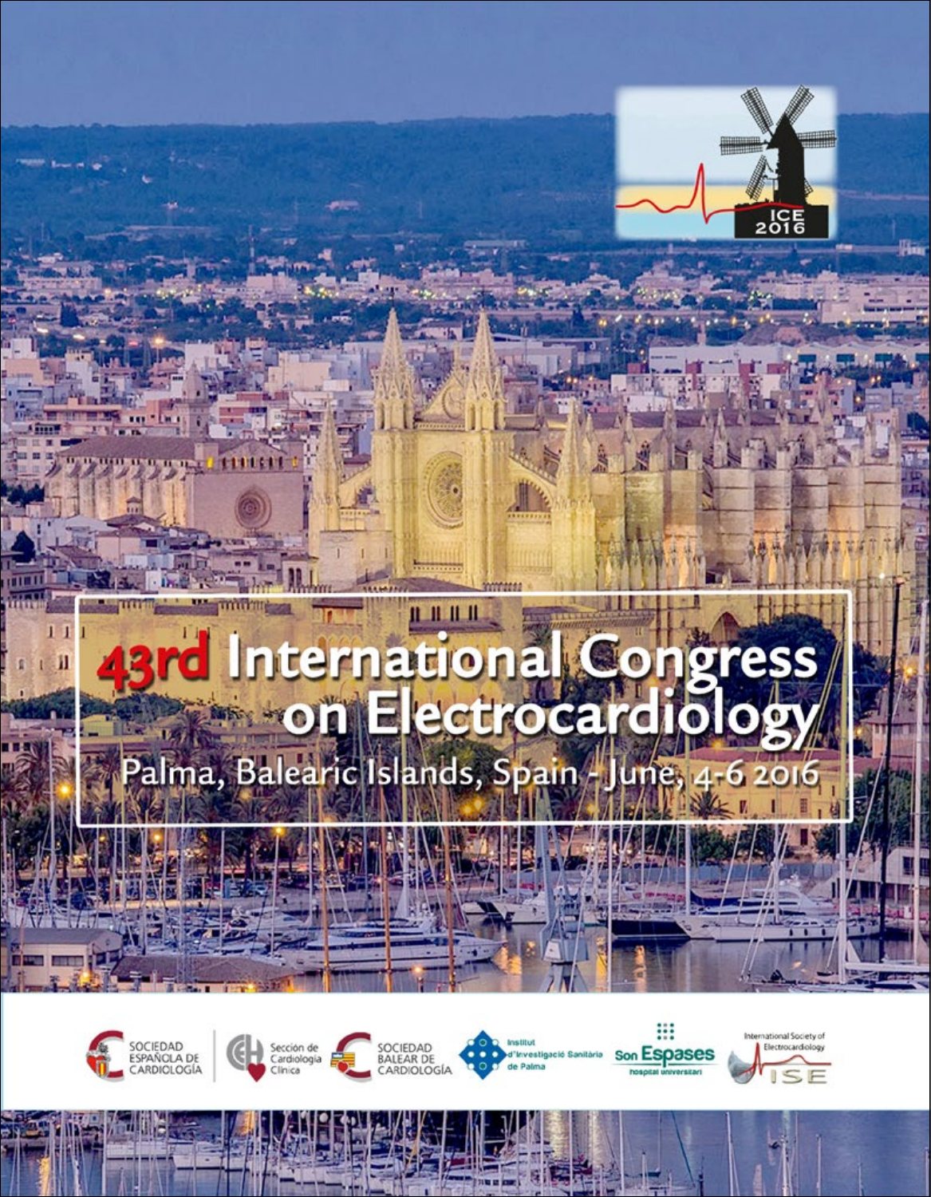# 43rd International Congress on Electrocardiology

Palma, Balearic Islands, Spain - June, 4-6 2016

ICE 2016

SOCIEDAD ESPAÑOLA DE CARDIOLOGÍA

Sección de Cardiología Clínica

SOCIEDAD BALEAR DE CARDIOLOGÍA

Institut d'Investigació Sanitària de Palma

Son Espases hospital universitari

International Society of Electrocardiology ISE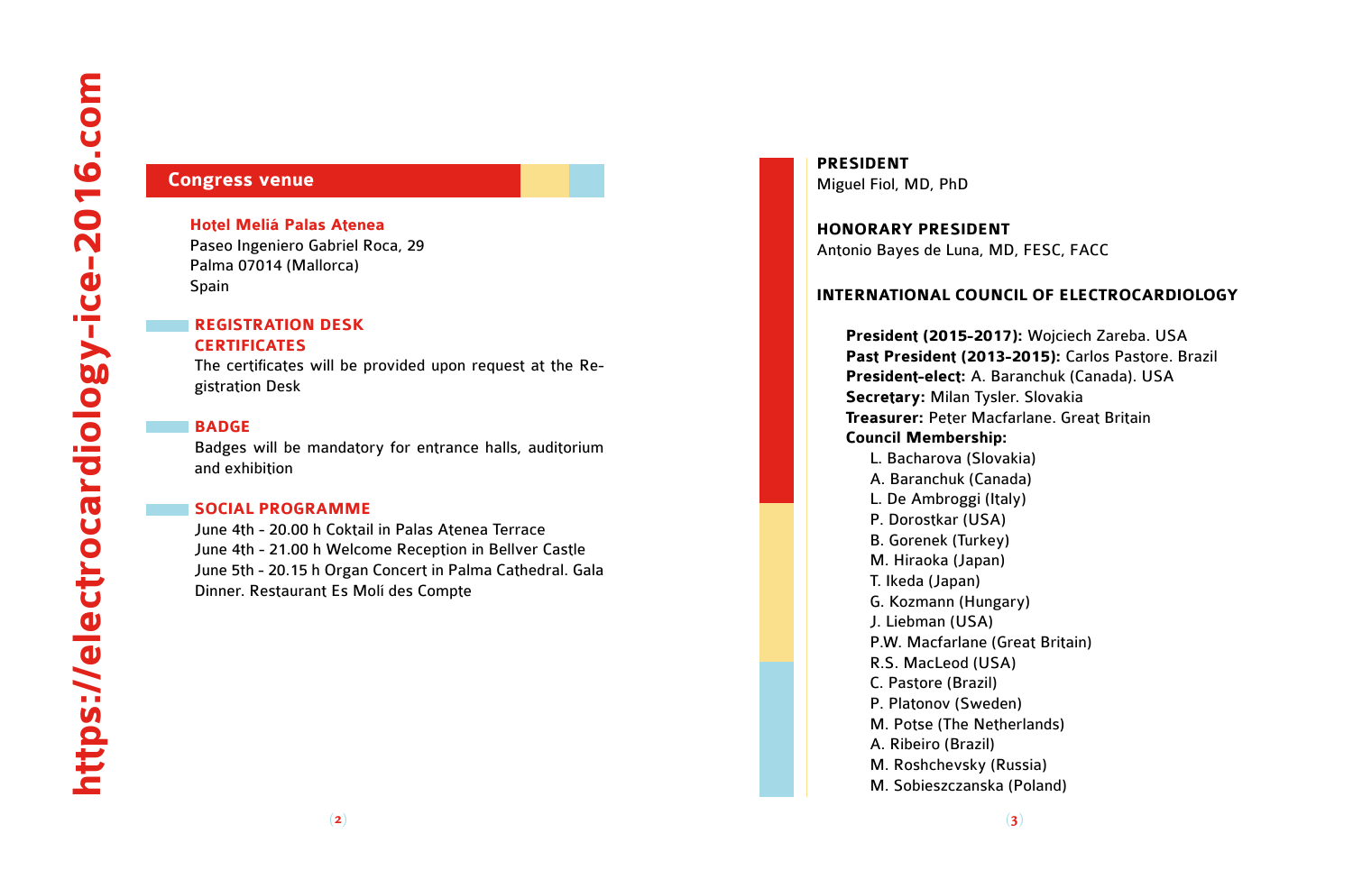https://electrocardiology-ice-2016.com

## Congress venue

**Hotel Meliá Palas Atenea**
Paseo Ingeniero Gabriel Roca, 29
Palma 07014 (Mallorca)
Spain

### REGISTRATION DESK

### CERTIFICATES

The certificates will be provided upon request at the Registration Desk

### BADGE

Badges will be mandatory for entrance halls, auditorium and exhibition

### SOCIAL PROGRAMME

June 4th - 20.00 h Coktail in Palas Atenea Terrace
June 4th - 21.00 h Welcome Reception in Bellver Castle
June 5th - 20.15 h Organ Concert in Palma Cathedral. Gala Dinner. Restaurant Es Molí des Compte

### PRESIDENT

Miguel Fiol, MD, PhD

### HONORARY PRESIDENT

Antonio Bayes de Luna, MD, FESC, FACC

### INTERNATIONAL COUNCIL OF ELECTROCARDIOLOGY

**President (2015-2017):** Wojciech Zareba. USA
**Past President (2013-2015):** Carlos Pastore. Brazil
**President-elect:** A. Baranchuk (Canada). USA
**Secretary:** Milan Tysler. Slovakia
**Treasurer:** Peter Macfarlane. Great Britain
**Council Membership:**

- L. Bacharova (Slovakia)
- A. Baranchuk (Canada)
- L. De Ambroggi (Italy)
- P. Dorostkar (USA)
- B. Gorenek (Turkey)
- M. Hiraoka (Japan)
- T. Ikeda (Japan)
- G. Kozmann (Hungary)
- J. Liebman (USA)
- P.W. Macfarlane (Great Britain)
- R.S. MacLeod (USA)
- C. Pastore (Brazil)
- P. Platonov (Sweden)
- M. Potse (The Netherlands)
- A. Ribeiro (Brazil)
- M. Roshchevsky (Russia)
- M. Sobieszczanska (Poland)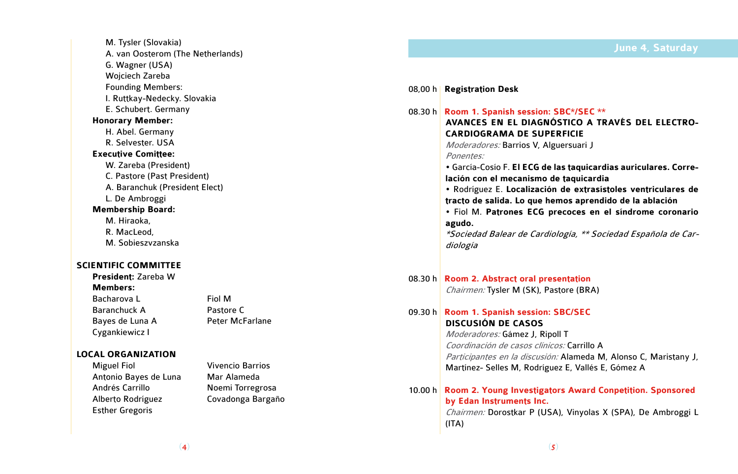M. Tysler (Slovakia)
A. van Oosterom (The Netherlands)
G. Wagner (USA)
Wojciech Zareba
Founding Members:
I. Ruttkay-Nedecky. Slovakia
E. Schubert. Germany

**Honorary Member:**
H. Abel. Germany
R. Selvester. USA

**Executive Comittee:**
W. Zareba (President)
C. Pastore (Past President)
A. Baranchuk (President Elect)
L. De Ambroggi

**Membership Board:**
M. Hiraoka,
R. MacLeod,
M. Sobieszvzanska

## SCIENTIFIC COMMITTEE

**President:** Zareba W

**Members:**

Bacharova L
Baranchuck A
Bayes de Luna A
Cygankiewicz I
Fiol M
Pastore C
Peter McFarlane

## LOCAL ORGANIZATION

Miguel Fiol
Antonio Bayes de Luna
Andrés Carrillo
Alberto Rodríguez
Esther Gregoris
Vivencio Barrios
Mar Alameda
Noemi Torregrosa
Covadonga Bargaño

## June 4, Saturday

08,00 h **Registration Desk**

08.30 h **Room 1. Spanish session: SBC*/SEC ****

**AVANCES EN EL DIAGNÓSTICO A TRAVÉS DEL ELECTROCARDIOGRAMA DE SUPERFICIE**

*Moderadores:* Barrios V, Alguersuari J

*Ponentes:*

- García-Cosío F. **El ECG de las taquicardias auriculares. Correlación con el mecanismo de taquicardia**
- Rodríguez E. **Localización de extrasístoles ventriculares de tracto de salida. Lo que hemos aprendido de la ablación**
- Fiol M. **Patrones ECG precoces en el síndrome coronario agudo.**

*\*Sociedad Balear de Cardiología, \*\* Sociedad Española de Cardiología*

08.30 h **Room 2. Abstract oral presentation**

*Chairmen:* Tysler M (SK), Pastore (BRA)

09.30 h **Room 1. Spanish session: SBC/SEC**

**DISCUSIÓN DE CASOS**

*Moderadores:* Gámez J, Ripoll T

*Coordinación de casos clínicos:* Carrillo A

*Participantes en la discusión:* Alameda M, Alonso C, Maristany J, Martínez- Selles M, Rodríguez E, Vallés E, Gómez A

10.00 h **Room 2. Young Investigators Award Conpetition. Sponsored by Edan Instruments Inc.**

*Chairmen:* Dorostkar P (USA), Vinyolas X (SPA), De Ambroggi L (ITA)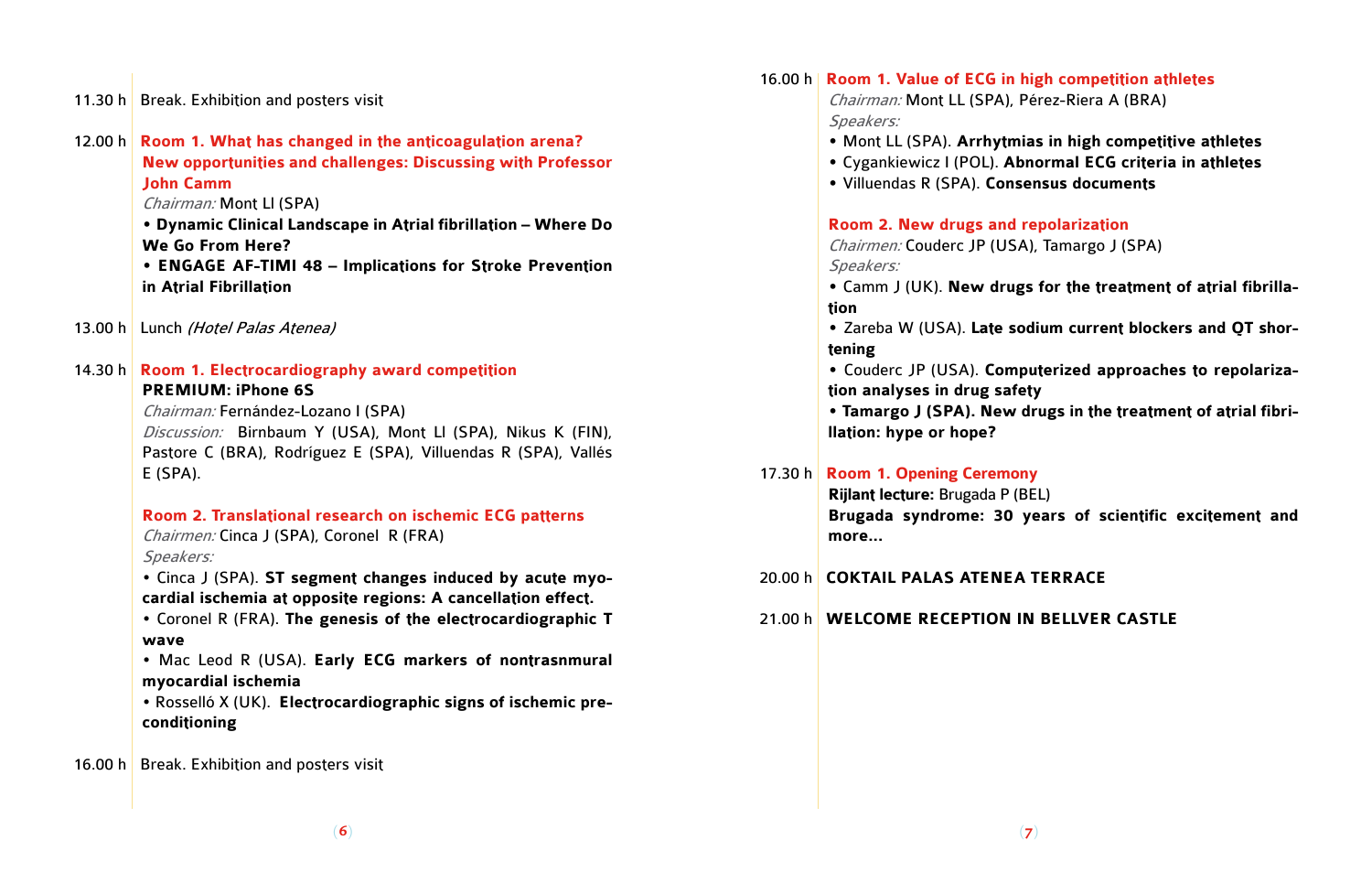11.30 h Break. Exhibition and posters visit

12.00 h **Room 1. What has changed in the anticoagulation arena? New opportunities and challenges: Discussing with Professor John Camm**

*Chairman:* Mont Ll (SPA)

- **Dynamic Clinical Landscape in Atrial fibrillation – Where Do We Go From Here?**
- **ENGAGE AF-TIMI 48 – Implications for Stroke Prevention in Atrial Fibrillation**

13.00 h Lunch *(Hotel Palas Atenea)*

14.30 h **Room 1. Electrocardiography award competition**

**PREMIUM: iPhone 6S**

*Chairman:* Fernández-Lozano I (SPA)

*Discussion:* Birnbaum Y (USA), Mont Ll (SPA), Nikus K (FIN), Pastore C (BRA), Rodríguez E (SPA), Villuendas R (SPA), Vallés E (SPA).

**Room 2. Translational research on ischemic ECG patterns**

*Chairmen:* Cinca J (SPA), Coronel R (FRA)

*Speakers:*

- Cinca J (SPA). **ST segment changes induced by acute myocardial ischemia at opposite regions: A cancellation effect.**
- Coronel R (FRA). **The genesis of the electrocardiographic T wave**
- Mac Leod R (USA). **Early ECG markers of nontrasnmural myocardial ischemia**
- Rosselló X (UK). **Electrocardiographic signs of ischemic preconditioning**

16.00 h Break. Exhibition and posters visit

16.00 h **Room 1. Value of ECG in high competition athletes**

*Chairman:* Mont LL (SPA), Pérez-Riera A (BRA)

*Speakers:*

- Mont LL (SPA). **Arrhytmias in high competitive athletes**
- Cygankiewicz I (POL). **Abnormal ECG criteria in athletes**
- Villuendas R (SPA). **Consensus documents**

**Room 2. New drugs and repolarization**

*Chairmen:* Couderc JP (USA), Tamargo J (SPA)

*Speakers:*

- Camm J (UK). **New drugs for the treatment of atrial fibrillation**
- Zareba W (USA). **Late sodium current blockers and QT shortening**
- Couderc JP (USA). **Computerized approaches to repolarization analyses in drug safety**
- **Tamargo J (SPA). New drugs in the treatment of atrial fibrillation: hype or hope?**

17.30 h **Room 1. Opening Ceremony**

**Rijlant lecture:** Brugada P (BEL)

**Brugada syndrome: 30 years of scientific excitement and more...**

20.00 h **COKTAIL PALAS ATENEA TERRACE**

21.00 h **WELCOME RECEPTION IN BELLVER CASTLE**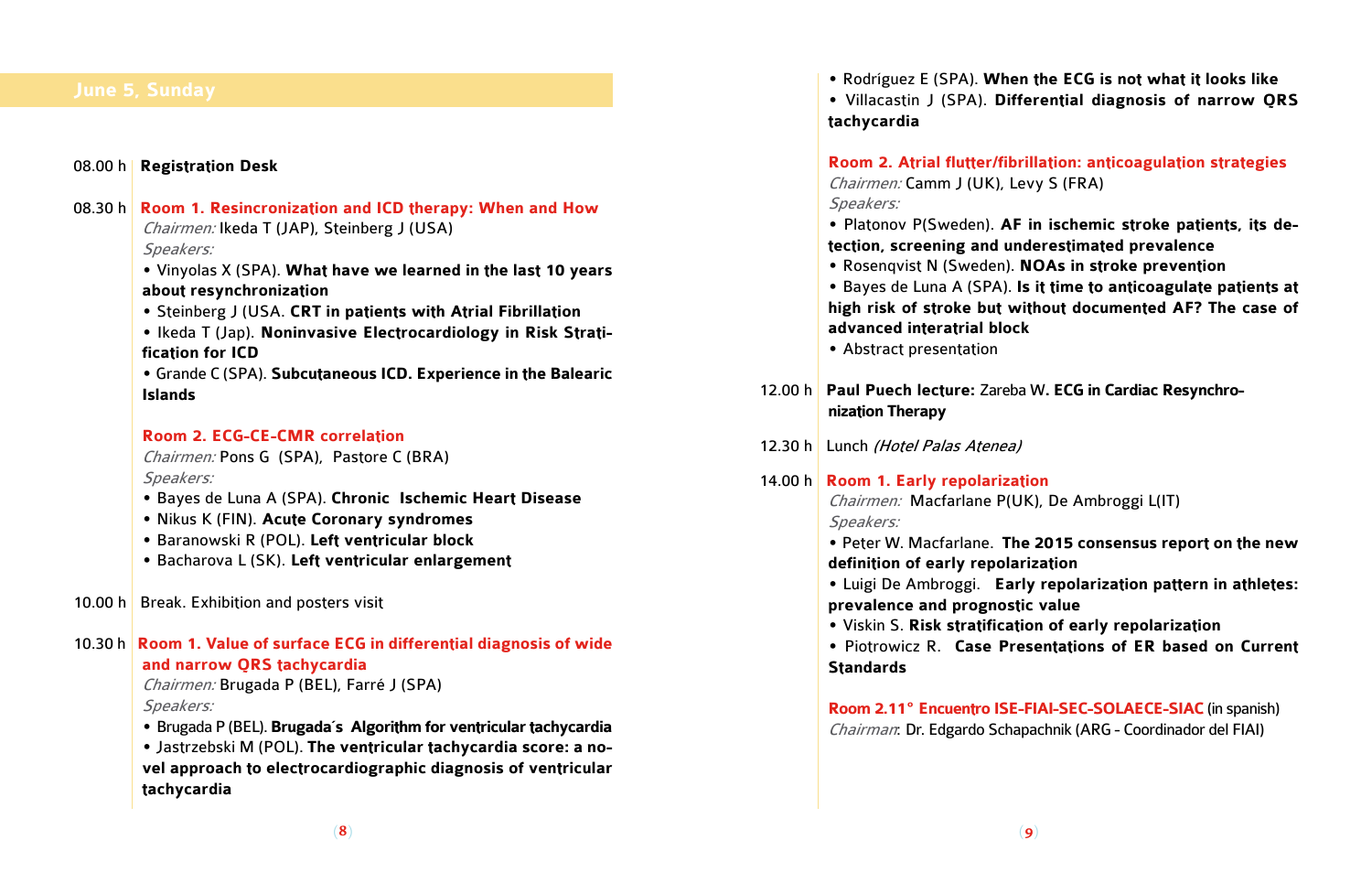## June 5, Sunday

08.00 h **Registration Desk**

08.30 h **Room 1. Resincronization and ICD therapy: When and How**

*Chairmen:* Ikeda T (JAP), Steinberg J (USA)

*Speakers:*

- Vinyolas X (SPA). **What have we learned in the last 10 years about resynchronization**
- Steinberg J (USA. **CRT in patients with Atrial Fibrillation**
- Ikeda T (Jap). **Noninvasive Electrocardiology in Risk Stratification for ICD**
- Grande C (SPA). **Subcutaneous ICD. Experience in the Balearic Islands**

**Room 2. ECG-CE-CMR correlation**

*Chairmen:* Pons G (SPA), Pastore C (BRA)

*Speakers:*

- Bayes de Luna A (SPA). **Chronic Ischemic Heart Disease**
- Nikus K (FIN). **Acute Coronary syndromes**
- Baranowski R (POL). **Left ventricular block**
- Bacharova L (SK). **Left ventricular enlargement**

10.00 h Break. Exhibition and posters visit

10.30 h **Room 1. Value of surface ECG in differential diagnosis of wide and narrow QRS tachycardia**

*Chairmen:* Brugada P (BEL), Farré J (SPA)

*Speakers:*

- Brugada P (BEL). **Brugada´s Algorithm for ventricular tachycardia**
- Jastrzebski M (POL). **The ventricular tachycardia score: a novel approach to electrocardiographic diagnosis of ventricular tachycardia**
- Rodríguez E (SPA). **When the ECG is not what it looks like**
- Villacastin J (SPA). **Differential diagnosis of narrow QRS tachycardia**

**Room 2. Atrial flutter/fibrillation: anticoagulation strategies**

*Chairmen:* Camm J (UK), Levy S (FRA)

*Speakers:*

- Platonov P(Sweden). **AF in ischemic stroke patients, its detection, screening and underestimated prevalence**
- Rosenqvist N (Sweden). **NOAs in stroke prevention**
- Bayes de Luna A (SPA). **Is it time to anticoagulate patients at high risk of stroke but without documented AF? The case of advanced interatrial block**
- Abstract presentation

12.00 h **Paul Puech lecture:** Zareba W**. ECG in Cardiac Resynchronization Therapy**

12.30 h Lunch *(Hotel Palas Atenea)*

14.00 h **Room 1. Early repolarization**

*Chairmen:* Macfarlane P(UK), De Ambroggi L(IT)

*Speakers:*

- Peter W. Macfarlane. **The 2015 consensus report on the new definition of early repolarization**
- Luigi De Ambroggi. **Early repolarization pattern in athletes: prevalence and prognostic value**
- Viskin S. **Risk stratification of early repolarization**
- Piotrowicz R. **Case Presentations of ER based on Current Standards**

**Room 2.11° Encuentro ISE-FIAI-SEC-SOLAECE-SIAC** (in spanish)

*Chairman:* Dr. Edgardo Schapachnik (ARG - Coordinador del FIAI)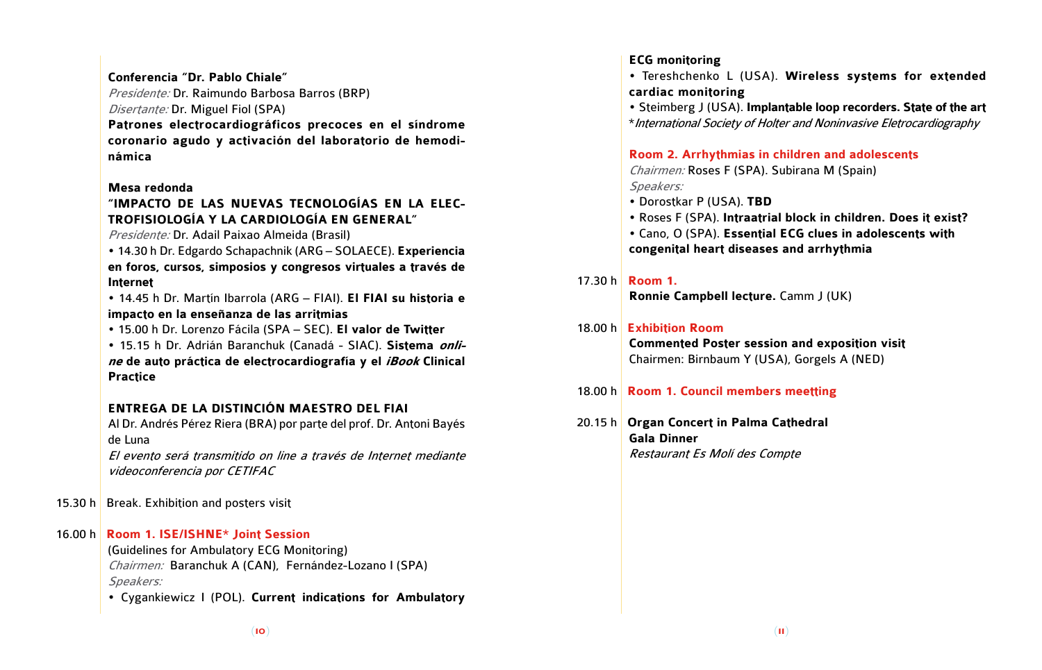**Conferencia "Dr. Pablo Chiale"**

*Presidente:* Dr. Raimundo Barbosa Barros (BRP)

*Disertante:* Dr. Miguel Fiol (SPA)

**Patrones electrocardiográficos precoces en el síndrome coronario agudo y activación del laboratorio de hemodinámica**

**Mesa redonda**

**"IMPACTO DE LAS NUEVAS TECNOLOGÍAS EN LA ELECTROFISIOLOGÍA Y LA CARDIOLOGÍA EN GENERAL"**

*Presidente:* Dr. Adail Paixao Almeida (Brasil)

- 14.30 h Dr. Edgardo Schapachnik (ARG – SOLAECE). **Experiencia en foros, cursos, simposios y congresos virtuales a través de Internet**
- 14.45 h Dr. Martín Ibarrola (ARG – FIAI). **El FIAI su historia e impacto en la enseñanza de las arritmias**
- 15.00 h Dr. Lorenzo Fácila (SPA – SEC). **El valor de Twitter**
- 15.15 h Dr. Adrián Baranchuk (Canadá - SIAC). **Sistema *online* de auto práctica de electrocardiografía y el *iBook* Clinical Practice**

**ENTREGA DE LA DISTINCIÓN MAESTRO DEL FIAI**

Al Dr. Andrés Pérez Riera (BRA) por parte del prof. Dr. Antoni Bayés de Luna

*El evento será transmitido on line a través de Internet mediante videoconferencia por CETIFAC*

15.30 h Break. Exhibition and posters visit

16.00 h **Room 1. ISE/ISHNE* Joint Session**

(Guidelines for Ambulatory ECG Monitoring)

*Chairmen:* Baranchuk A (CAN), Fernández-Lozano I (SPA)

*Speakers:*

- Cygankiewicz I (POL). **Current indications for Ambulatory ECG monitoring**
- Tereshchenko L (USA). **Wireless systems for extended cardiac monitoring**
- Steimberg J (USA). **Implantable loop recorders. State of the art**

*International Society of Holter and Noninvasive Eletrocardiography*

**Room 2. Arrhythmias in children and adolescents**

*Chairmen:* Roses F (SPA). Subirana M (Spain)

*Speakers:*

- Dorostkar P (USA). **TBD**
- Roses F (SPA). **Intraatrial block in children. Does it exist?**
- Cano, O (SPA). **Essential ECG clues in adolescents with congenital heart diseases and arrhythmia**

17.30 h **Room 1.**

**Ronnie Campbell lecture.** Camm J (UK)

18.00 h **Exhibition Room**

**Commented Poster session and exposition visit**

Chairmen: Birnbaum Y (USA), Gorgels A (NED)

18.00 h **Room 1. Council members meetting**

20.15 h **Organ Concert in Palma Cathedral**

**Gala Dinner**

*Restaurant Es Molí des Compte*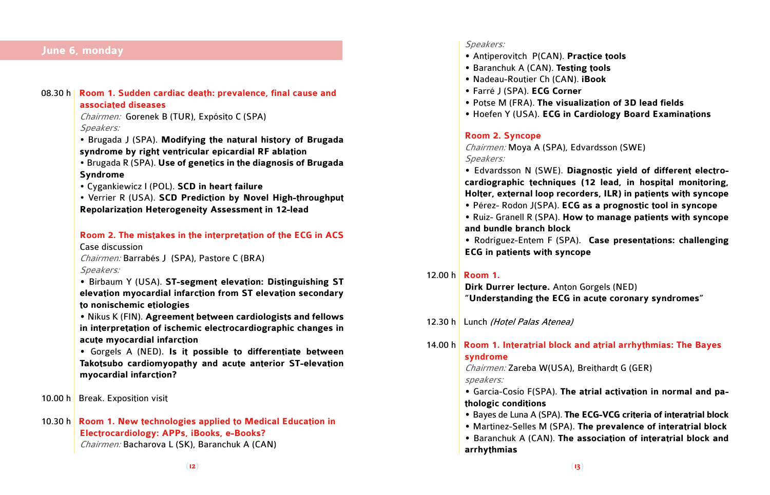## June 6, monday

08.30 h **Room 1. Sudden cardiac death: prevalence, final cause and associated diseases**

*Chairmen:* Gorenek B (TUR), Expósito C (SPA)

*Speakers:*

- Brugada J (SPA). **Modifying the natural history of Brugada syndrome by right ventricular epicardial RF ablation**
- Brugada R (SPA). **Use of genetics in the diagnosis of Brugada Syndrome**
- Cygankiewicz I (POL). **SCD in heart failure**
- Verrier R (USA). **SCD Prediction by Novel High-throughput Repolarization Heterogeneity Assessment in 12-lead**

**Room 2. The mistakes in the interpretation of the ECG in ACS**

Case discussion

*Chairmen:* Barrabés J (SPA), Pastore C (BRA)

*Speakers:*

- Birbaum Y (USA). **ST-segment elevation: Distinguishing ST elevation myocardial infarction from ST elevation secondary to nonischemic etiologies**
- Nikus K (FIN). **Agreement between cardiologists and fellows in interpretation of ischemic electrocardiographic changes in acute myocardial infarction**
- Gorgels A (NED). **Is it possible to differentiate between Takotsubo cardiomyopathy and acute anterior ST-elevation myocardial infarction?**

10.00 h Break. Exposition visit

10.30 h **Room 1. New technologies applied to Medical Education in Electrocardiology: APPs, iBooks, e-Books?**

*Chairmen:* Bacharova L (SK), Baranchuk A (CAN)

*Speakers:*

- Antiperovitch P(CAN). **Practice tools**
- Baranchuk A (CAN). **Testing tools**
- Nadeau-Routier Ch (CAN). **iBook**
- Farré J (SPA). **ECG Corner**
- Potse M (FRA). **The visualization of 3D lead fields**
- Hoefen Y (USA). **ECG in Cardiology Board Examinations**

**Room 2. Syncope**

*Chairmen:* Moya A (SPA), Edvardsson (SWE)

*Speakers:*

- Edvardsson N (SWE). **Diagnostic yield of different electrocardiographic techniques (12 lead, in hospital monitoring, Holter, external loop recorders, ILR) in patients with syncope**
- Pérez- Rodon J(SPA). **ECG as a prognostic tool in syncope**
- Ruiz- Granell R (SPA). **How to manage patients with syncope and bundle branch block**
- Rodríguez-Entem F (SPA). **Case presentations: challenging ECG in patients with syncope**

12.00 h **Room 1.**

**Dirk Durrer lecture.** Anton Gorgels (NED)

**"Understanding the ECG in acute coronary syndromes"**

12.30 h Lunch *(Hotel Palas Atenea)*

14.00 h **Room 1. Interatrial block and atrial arrhythmias: The Bayes syndrome**

*Chairmen:* Zareba W(USA), Breithardt G (GER)

*speakers:*

- Garcia-Cosío F(SPA). **The atrial activation in normal and pathologic conditions**
- Bayes de Luna A (SPA). **The ECG-VCG criteria of interatrial block**
- Martínez-Selles M (SPA). **The prevalence of interatrial block**
- Baranchuk A (CAN). **The association of interatrial block and arrhythmias**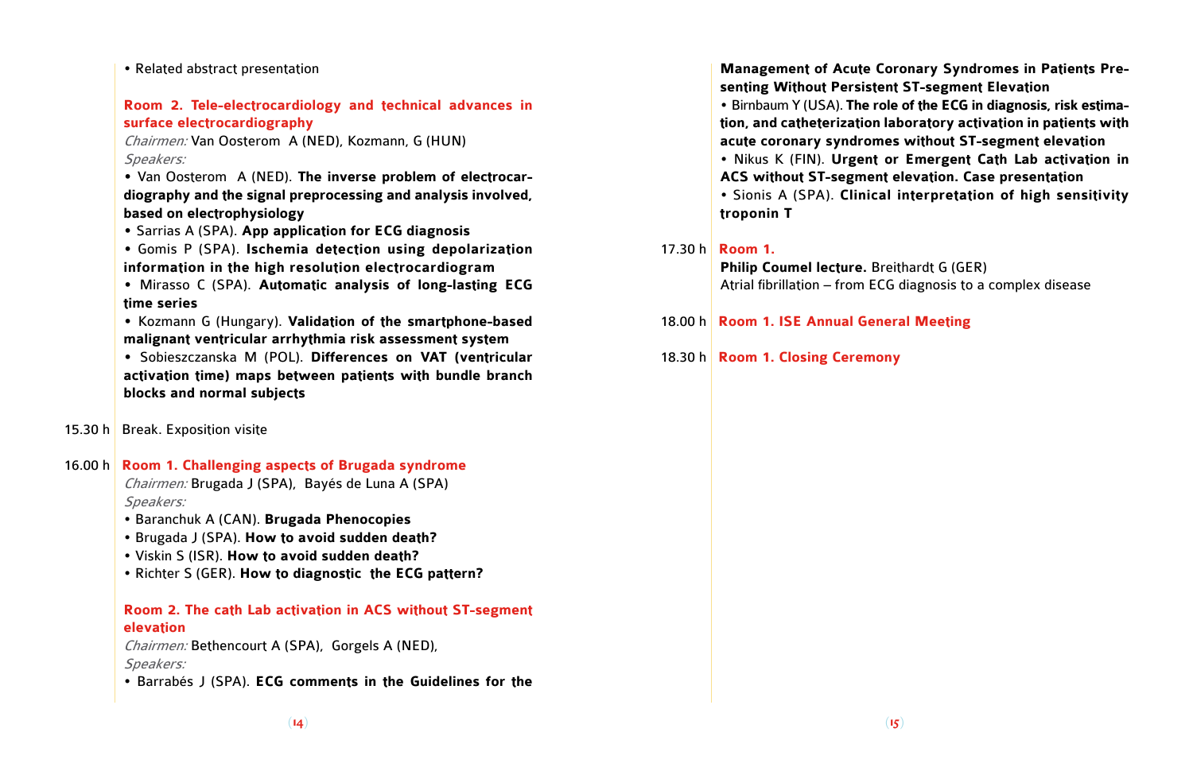• Related abstract presentation

**Room 2. Tele-electrocardiology and technical advances in surface electrocardiography**

*Chairmen:* Van Oosterom A (NED), Kozmann, G (HUN)

*Speakers:*

- Van Oosterom A (NED). **The inverse problem of electrocardiography and the signal preprocessing and analysis involved, based on electrophysiology**
- Sarrias A (SPA). **App application for ECG diagnosis**
- Gomis P (SPA). **Ischemia detection using depolarization information in the high resolution electrocardiogram**
- Mirasso C (SPA). **Automatic analysis of long-lasting ECG time series**
- Kozmann G (Hungary). **Validation of the smartphone-based malignant ventricular arrhythmia risk assessment system**
- Sobieszczanska M (POL). **Differences on VAT (ventricular activation time) maps between patients with bundle branch blocks and normal subjects**

15.30 h Break. Exposition visite

16.00 h **Room 1. Challenging aspects of Brugada syndrome**

*Chairmen:* Brugada J (SPA), Bayés de Luna A (SPA)

*Speakers:*

- Baranchuk A (CAN). **Brugada Phenocopies**
- Brugada J (SPA). **How to avoid sudden death?**
- Viskin S (ISR). **How to avoid sudden death?**
- Richter S (GER). **How to diagnostic the ECG pattern?**

**Room 2. The cath Lab activation in ACS without ST-segment elevation**

*Chairmen:* Bethencourt A (SPA), Gorgels A (NED),

*Speakers:*

- Barrabés J (SPA). **ECG comments in the Guidelines for the Management of Acute Coronary Syndromes in Patients Presenting Without Persistent ST-segment Elevation**
- Birnbaum Y (USA). **The role of the ECG in diagnosis, risk estimation, and catheterization laboratory activation in patients with acute coronary syndromes without ST-segment elevation**
- Nikus K (FIN). **Urgent or Emergent Cath Lab activation in ACS without ST-segment elevation. Case presentation**
- Sionis A (SPA). **Clinical interpretation of high sensitivity troponin T**

17.30 h **Room 1.**

**Philip Coumel lecture.** Breithardt G (GER)

Atrial fibrillation – from ECG diagnosis to a complex disease

18.00 h **Room 1. ISE Annual General Meeting**

18.30 h **Room 1. Closing Ceremony**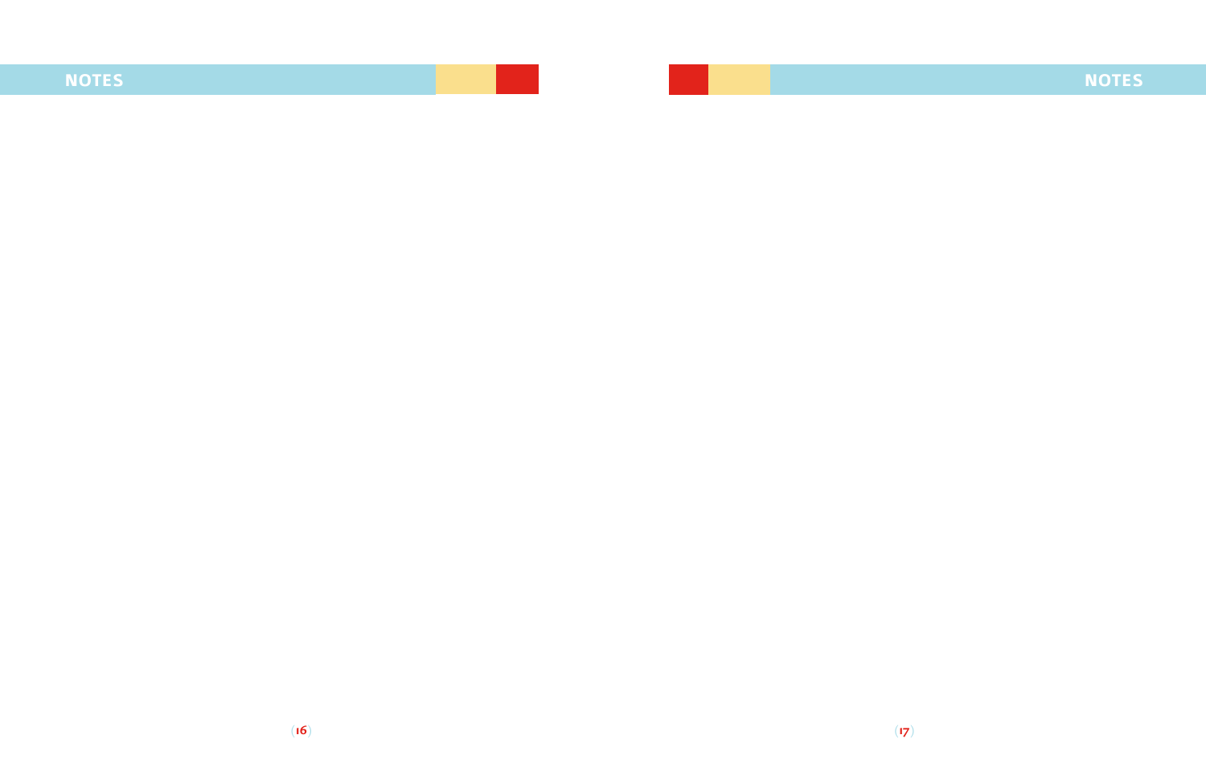## NOTES

## NOTES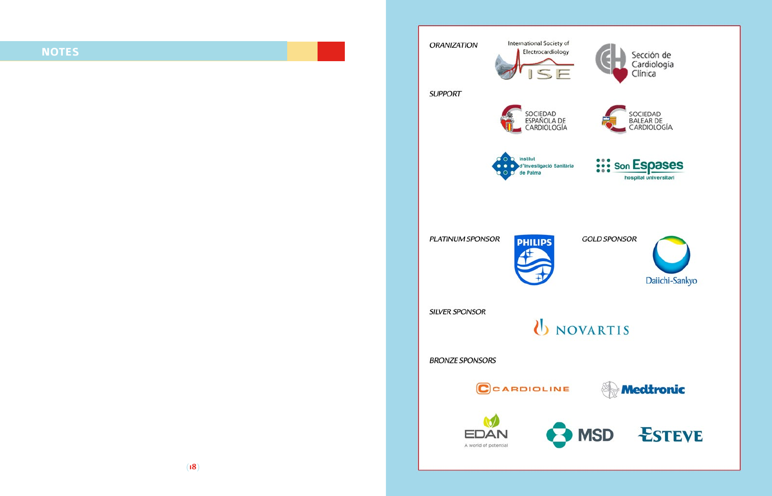## NOTES

*ORANIZATION*

International Society of Electrocardiology

ISE

Sección de Cardiología Clínica

*SUPPORT*

SOCIEDAD ESPAÑOLA DE CARDIOLOGÍA

SOCIEDAD BALEAR DE CARDIOLOGÍA

Institut d'Investigació Sanitària de Palma

Son Espases hospital universitari

*PLATINUM SPONSOR*

PHILIPS

*GOLD SPONSOR*

Daiichi-Sankyo

*SILVER SPONSOR*

NOVARTIS

*BRONZE SPONSORS*

CARDIOLINE

Medtronic

EDAN A world of potential

MSD

ESTEVE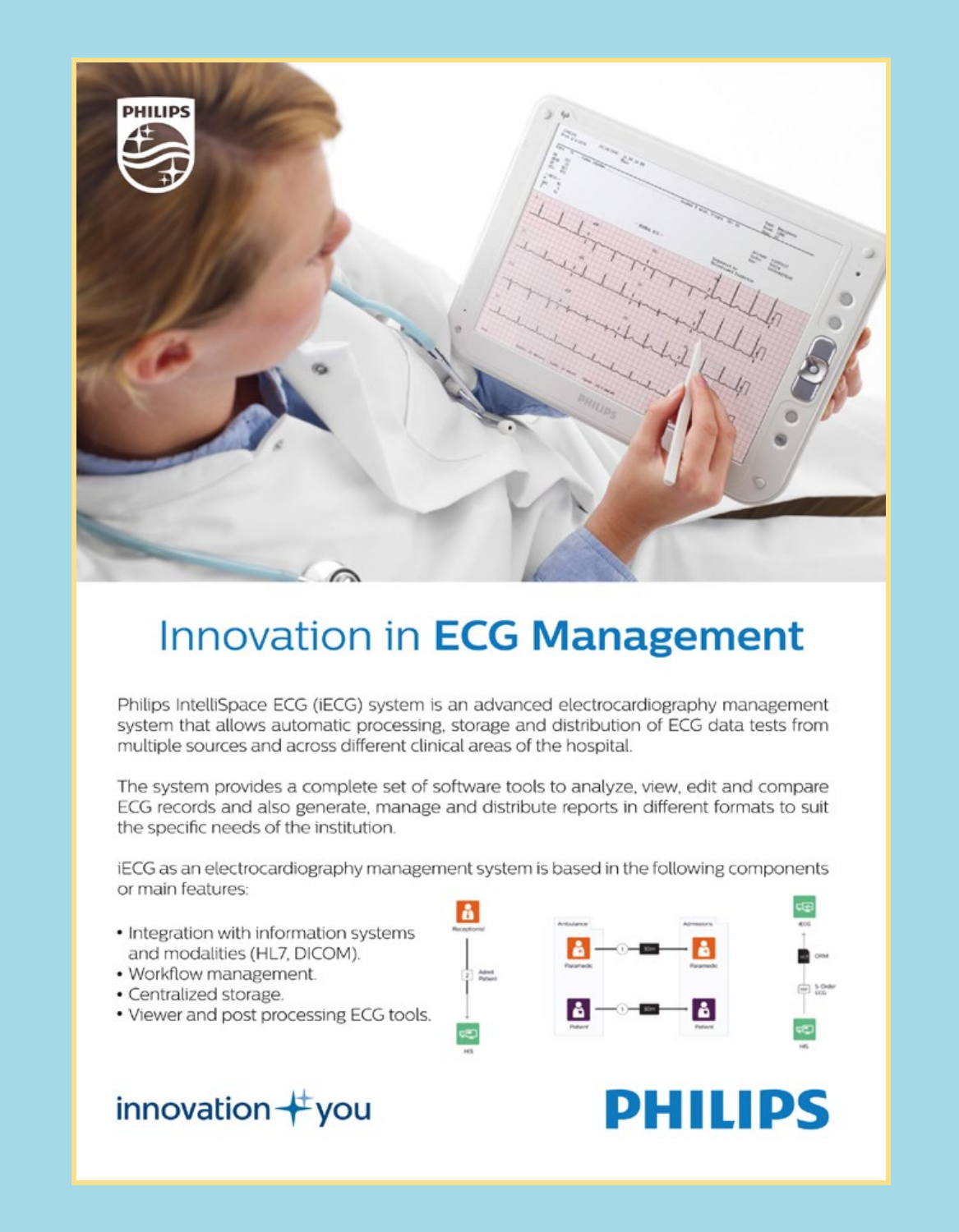# Innovation in **ECG Management**

Philips IntelliSpace ECG (iECG) system is an advanced electrocardiography management system that allows automatic processing, storage and distribution of ECG data tests from multiple sources and across different clinical areas of the hospital.

The system provides a complete set of software tools to analyze, view, edit and compare ECG records and also generate, manage and distribute reports in different formats to suit the specific needs of the institution.

iECG as an electrocardiography management system is based in the following components or main features:

- Integration with information systems and modalities (HL7, DICOM).
- Workflow management.
- Centralized storage.
- Viewer and post processing ECG tools.

innovation + you

PHILIPS